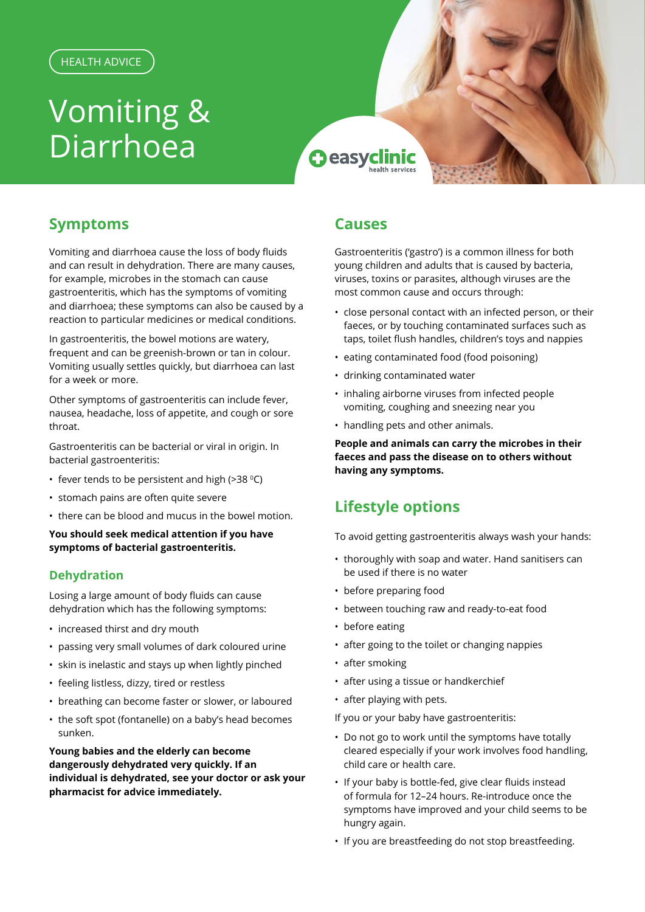HEALTH ADVICE

# Vomiting & Diarrhoea

easyclinic health services

## Symptoms

Vomiting and diarrhoea cause the loss of body fluids and can result in dehydration. There are many causes, for example, microbes in the stomach can cause gastroenteritis, which has the symptoms of vomiting and diarrhoea; these symptoms can also be caused by a reaction to particular medicines or medical conditions.

In gastroenteritis, the bowel motions are watery, frequent and can be greenish-brown or tan in colour. Vomiting usually settles quickly, but diarrhoea can last for a week or more.

Other symptoms of gastroenteritis can include fever, nausea, headache, loss of appetite, and cough or sore throat.

Gastroenteritis can be bacterial or viral in origin. In bacterial gastroenteritis:

- fever tends to be persistent and high (>38 $^{0}$C)
- stomach pains are often quite severe
- there can be blood and mucus in the bowel motion.

**You should seek medical attention if you have symptoms of bacterial gastroenteritis.**

### Dehydration

Losing a large amount of body fluids can cause dehydration which has the following symptoms:

- increased thirst and dry mouth
- passing very small volumes of dark coloured urine
- skin is inelastic and stays up when lightly pinched
- feeling listless, dizzy, tired or restless
- breathing can become faster or slower, or laboured
- the soft spot (fontanelle) on a baby's head becomes sunken.

**Young babies and the elderly can become dangerously dehydrated very quickly. If an individual is dehydrated, see your doctor or ask your pharmacist for advice immediately.**

## Causes

Gastroenteritis ('gastro') is a common illness for both young children and adults that is caused by bacteria, viruses, toxins or parasites, although viruses are the most common cause and occurs through:

- close personal contact with an infected person, or their faeces, or by touching contaminated surfaces such as taps, toilet flush handles, children's toys and nappies
- eating contaminated food (food poisoning)
- drinking contaminated water
- inhaling airborne viruses from infected people vomiting, coughing and sneezing near you
- handling pets and other animals.

**People and animals can carry the microbes in their faeces and pass the disease on to others without having any symptoms.**

## Lifestyle options

To avoid getting gastroenteritis always wash your hands:

- thoroughly with soap and water. Hand sanitisers can be used if there is no water
- before preparing food
- between touching raw and ready-to-eat food
- before eating
- after going to the toilet or changing nappies
- after smoking
- after using a tissue or handkerchief
- after playing with pets.

If you or your baby have gastroenteritis:

- Do not go to work until the symptoms have totally cleared especially if your work involves food handling, child care or health care.
- If your baby is bottle-fed, give clear fluids instead of formula for 12–24 hours. Re-introduce once the symptoms have improved and your child seems to be hungry again.
- If you are breastfeeding do not stop breastfeeding.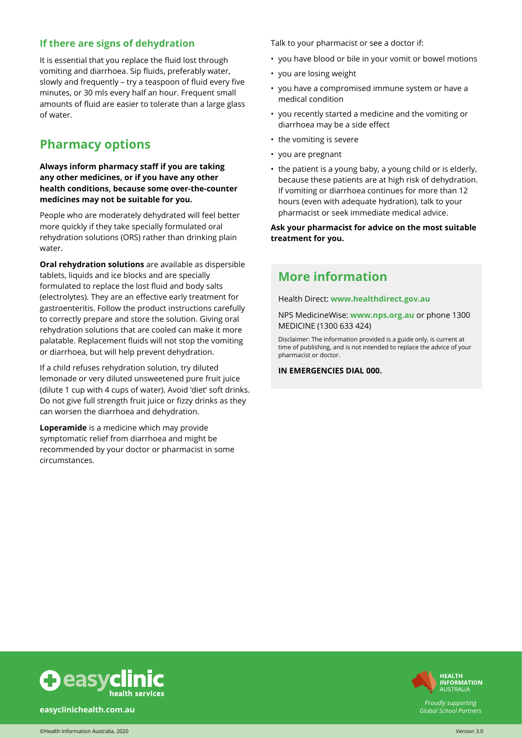### If there are signs of dehydration

It is essential that you replace the fluid lost through vomiting and diarrhoea. Sip fluids, preferably water, slowly and frequently – try a teaspoon of fluid every five minutes, or 30 mls every half an hour. Frequent small amounts of fluid are easier to tolerate than a large glass of water.

## Pharmacy options

**Always inform pharmacy staff if you are taking any other medicines, or if you have any other health conditions, because some over-the-counter medicines may not be suitable for you.**

People who are moderately dehydrated will feel better more quickly if they take specially formulated oral rehydration solutions (ORS) rather than drinking plain water.

**Oral rehydration solutions** are available as dispersible tablets, liquids and ice blocks and are specially formulated to replace the lost fluid and body salts (electrolytes). They are an effective early treatment for gastroenteritis. Follow the product instructions carefully to correctly prepare and store the solution. Giving oral rehydration solutions that are cooled can make it more palatable. Replacement fluids will not stop the vomiting or diarrhoea, but will help prevent dehydration.

If a child refuses rehydration solution, try diluted lemonade or very diluted unsweetened pure fruit juice (dilute 1 cup with 4 cups of water). Avoid 'diet' soft drinks. Do not give full strength fruit juice or fizzy drinks as they can worsen the diarrhoea and dehydration.

**Loperamide** is a medicine which may provide symptomatic relief from diarrhoea and might be recommended by your doctor or pharmacist in some circumstances.

Talk to your pharmacist or see a doctor if:

- you have blood or bile in your vomit or bowel motions
- you are losing weight
- you have a compromised immune system or have a medical condition
- you recently started a medicine and the vomiting or diarrhoea may be a side effect
- the vomiting is severe
- you are pregnant
- the patient is a young baby, a young child or is elderly, because these patients are at high risk of dehydration. If vomiting or diarrhoea continues for more than 12 hours (even with adequate hydration), talk to your pharmacist or seek immediate medical advice.

**Ask your pharmacist for advice on the most suitable treatment for you.**

## More information

Health Direct: **www.healthdirect.gov.au**

NPS MedicineWise: **www.nps.org.au** or phone 1300 MEDICINE (1300 633 424)

Disclaimer: The information provided is a guide only, is current at time of publishing, and is not intended to replace the advice of your pharmacist or doctor.

**IN EMERGENCIES DIAL 000.**

easyclinic health services

**easyclinichealth.com.au**

HEALTH INFORMATION AUSTRALIA

*Proudly supporting Global School Partners*

©Health Information Australia, 2020

Version 3.0